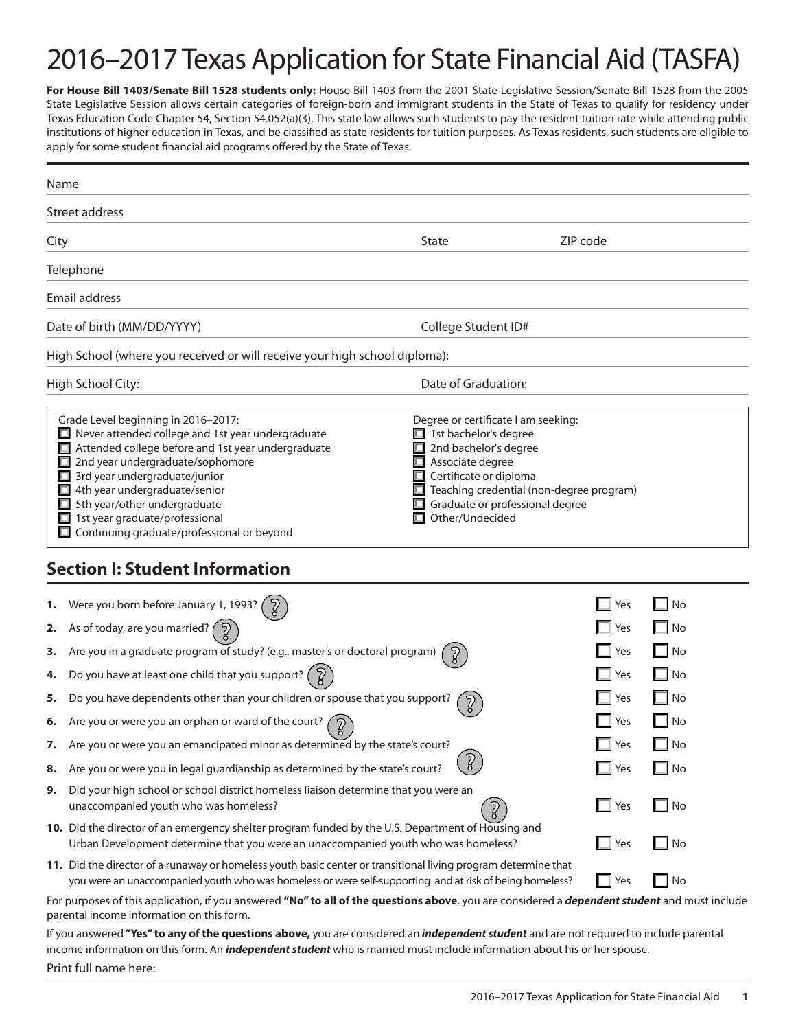# 2016–2017 Texas Application for State Financial Aid (TASFA)

**For House Bill 1403/Senate Bill 1528 students only:** House Bill 1403 from the 2001 State Legislative Session/Senate Bill 1528 from the 2005 State Legislative Session allows certain categories of foreign-born and immigrant students in the State of Texas to qualify for residency under Texas Education Code Chapter 54, Section 54.052(a)(3). This state law allows such students to pay the resident tuition rate while attending public institutions of higher education in Texas, and be classified as state residents for tuition purposes. As Texas residents, such students are eligible to apply for some student financial aid programs offered by the State of Texas.

Name

Street address

City | State | ZIP code

Telephone

Email address

Date of birth (MM/DD/YYYY) | College Student ID#

High School (where you received or will receive your high school diploma):

High School City: | Date of Graduation:

Grade Level beginning in 2016–2017:

- ☐ Never attended college and 1st year undergraduate
- ☐ Attended college before and 1st year undergraduate
- ☐ 2nd year undergraduate/sophomore
- ☐ 3rd year undergraduate/junior
- ☐ 4th year undergraduate/senior
- ☐ 5th year/other undergraduate
- ☐ 1st year graduate/professional
- ☐ Continuing graduate/professional or beyond

Degree or certificate I am seeking:

- ☐ 1st bachelor's degree
- ☐ 2nd bachelor's degree
- ☐ Associate degree
- ☐ Certificate or diploma
- ☐ Teaching credential (non-degree program)
- ☐ Graduate or professional degree
- ☐ Other/Undecided

## Section I: Student Information

1. Were you born before January 1, 1993? ☐ Yes ☐ No
2. As of today, are you married? ☐ Yes ☐ No
3. Are you in a graduate program of study? (e.g., master's or doctoral program) ☐ Yes ☐ No
4. Do you have at least one child that you support? ☐ Yes ☐ No
5. Do you have dependents other than your children or spouse that you support? ☐ Yes ☐ No
6. Are you or were you an orphan or ward of the court? ☐ Yes ☐ No
7. Are you or were you an emancipated minor as determined by the state's court? ☐ Yes ☐ No
8. Are you or were you in legal guardianship as determined by the state's court? ☐ Yes ☐ No
9. Did your high school or school district homeless liaison determine that you were an unaccompanied youth who was homeless? ☐ Yes ☐ No
10. Did the director of an emergency shelter program funded by the U.S. Department of Housing and Urban Development determine that you were an unaccompanied youth who was homeless? ☐ Yes ☐ No
11. Did the director of a runaway or homeless youth basic center or transitional living program determine that you were an unaccompanied youth who was homeless or were self-supporting and at risk of being homeless? ☐ Yes ☐ No

For purposes of this application, if you answered **"No" to all of the questions above**, you are considered a ***dependent student*** and must include parental income information on this form.

If you answered **"Yes" to any of the questions above,** you are considered an ***independent student*** and are not required to include parental income information on this form. An ***independent student*** who is married must include information about his or her spouse.

Print full name here: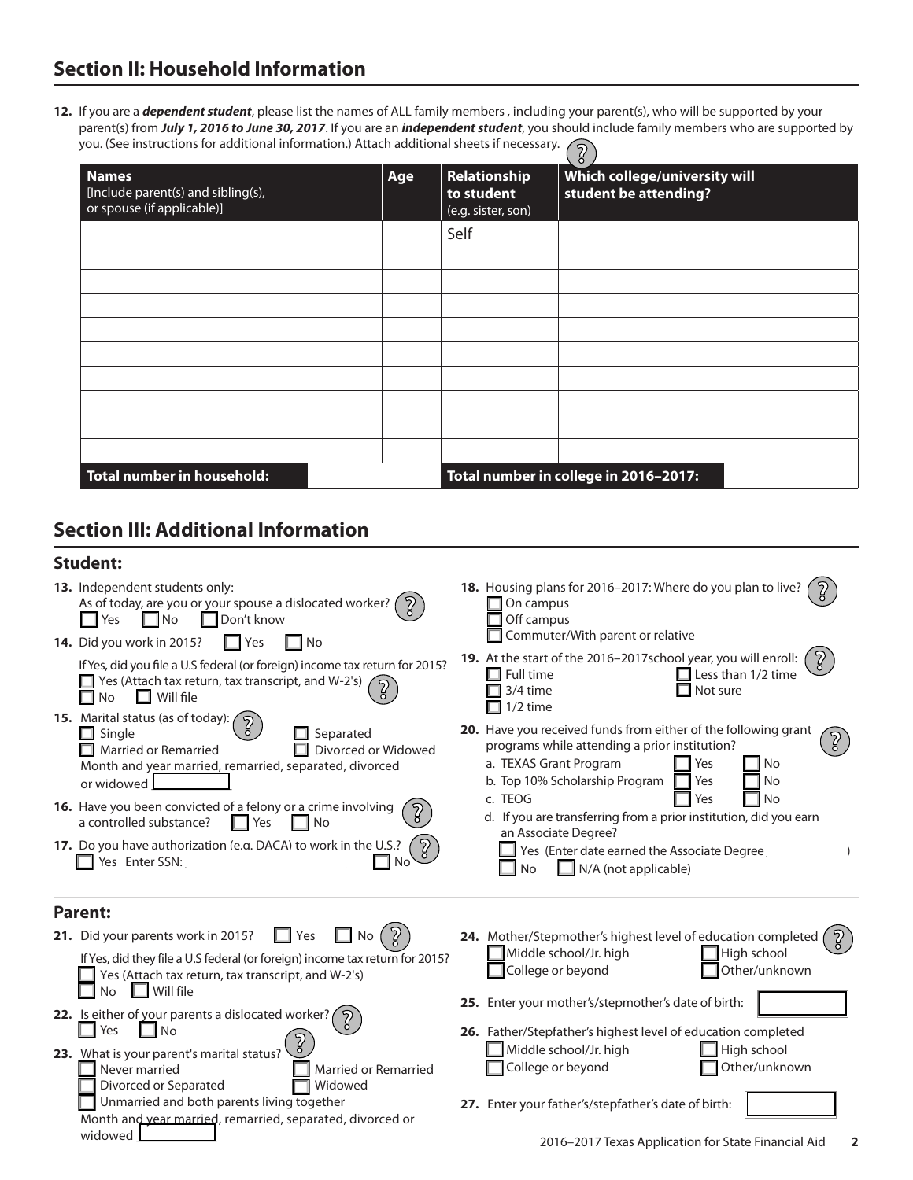## Section II: Household Information

**12.** If you are a ***dependent student***, please list the names of ALL family members , including your parent(s), who will be supported by your parent(s) from ***July 1, 2016 to June 30, 2017***. If you are an ***independent student***, you should include family members who are supported by you. (See instructions for additional information.) Attach additional sheets if necessary.

| **Names** [Include parent(s) and sibling(s), or spouse (if applicable)] | **Age** | **Relationship to student** (e.g. sister, son) | **Which college/university will student be attending?** |
|---|---|---|---|
| | | Self | |
| | | | |
| | | | |
| | | | |
| | | | |
| | | | |
| | | | |
| | | | |
| | | | |
| | | | |
| **Total number in household:** | | **Total number in college in 2016–2017:** | |

## Section III: Additional Information

### Student:

**13.** Independent students only:
As of today, are you or your spouse a dislocated worker?
☐ Yes ☐ No ☐ Don't know

**14.** Did you work in 2015? ☐ Yes ☐ No

If Yes, did you file a U.S federal (or foreign) income tax return for 2015?
☐ Yes (Attach tax return, tax transcript, and W-2's)
☐ No ☐ Will file

**15.** Marital status (as of today):
☐ Single ☐ Separated
☐ Married or Remarried ☐ Divorced or Widowed
Month and year married, remarried, separated, divorced or widowed ________

**16.** Have you been convicted of a felony or a crime involving a controlled substance? ☐ Yes ☐ No

**17.** Do you have authorization (e.g. DACA) to work in the U.S.?
☐ Yes Enter SSN: ________ ☐ No

**18.** Housing plans for 2016–2017: Where do you plan to live?
☐ On campus
☐ Off campus
☐ Commuter/With parent or relative

**19.** At the start of the 2016–2017school year, you will enroll:
☐ Full time ☐ Less than 1/2 time
☐ 3/4 time ☐ Not sure
☐ 1/2 time

**20.** Have you received funds from either of the following grant programs while attending a prior institution?
a. TEXAS Grant Program ☐ Yes ☐ No
b. Top 10% Scholarship Program ☐ Yes ☐ No
c. TEOG ☐ Yes ☐ No
d. If you are transferring from a prior institution, did you earn an Associate Degree?
☐ Yes (Enter date earned the Associate Degree ________)
☐ No ☐ N/A (not applicable)

### Parent:

**21.** Did your parents work in 2015? ☐ Yes ☐ No

If Yes, did they file a U.S federal (or foreign) income tax return for 2015?
☐ Yes (Attach tax return, tax transcript, and W-2's)
☐ No ☐ Will file

**22.** Is either of your parents a dislocated worker?
☐ Yes ☐ No

**23.** What is your parent's marital status?
☐ Never married ☐ Married or Remarried
☐ Divorced or Separated ☐ Widowed
☐ Unmarried and both parents living together
Month and year married, remarried, separated, divorced or widowed ________

**24.** Mother/Stepmother's highest level of education completed
☐ Middle school/Jr. high ☐ High school
☐ College or beyond ☐ Other/unknown

**25.** Enter your mother's/stepmother's date of birth: ________

**26.** Father/Stepfather's highest level of education completed
☐ Middle school/Jr. high ☐ High school
☐ College or beyond ☐ Other/unknown

**27.** Enter your father's/stepfather's date of birth: ________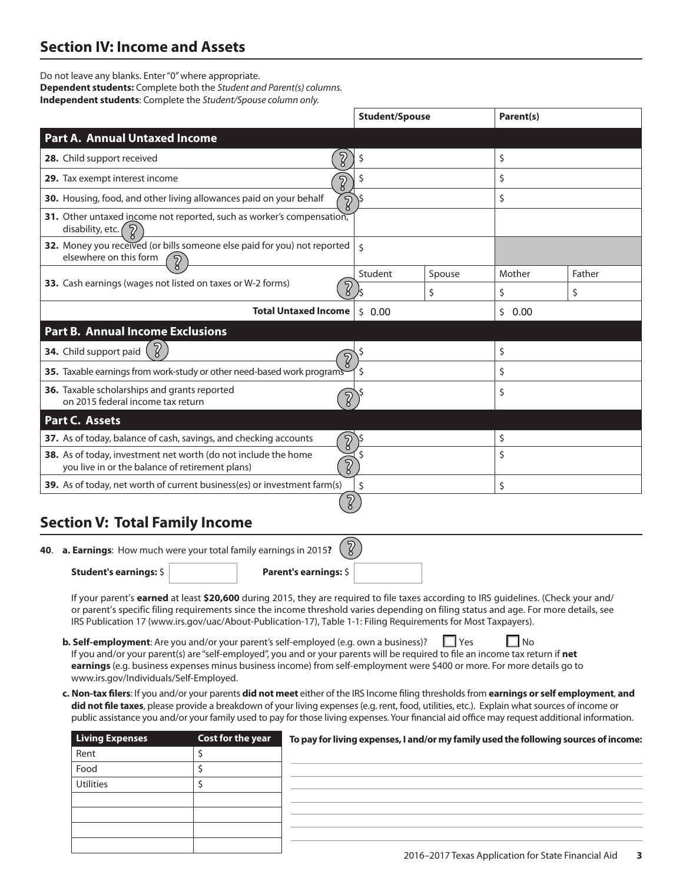## Section IV: Income and Assets

Do not leave any blanks. Enter "0" where appropriate.
**Dependent students:** Complete both the *Student and Parent(s) columns.*
**Independent students**: Complete the *Student/Spouse column only.*

| | Student/Spouse | | Parent(s) | |
|---|---|---|---|---|
| **Part A. Annual Untaxed Income** | | | | |
| **28.** Child support received | $ | | $ | |
| **29.** Tax exempt interest income | $ | | $ | |
| **30.** Housing, food, and other living allowances paid on your behalf | $ | | $ | |
| **31.** Other untaxed income not reported, such as worker's compensation, disability, etc. | | | | |
| **32.** Money you received (or bills someone else paid for you) not reported elsewhere on this form | $ | | | |
| **33.** Cash earnings (wages not listed on taxes or W-2 forms) | Student | Spouse | Mother | Father |
| | $ | $ | $ | $ |
| **Total Untaxed Income** | $ 0.00 | | $ 0.00 | |
| **Part B. Annual Income Exclusions** | | | | |
| **34.** Child support paid | $ | | $ | |
| **35.** Taxable earnings from work-study or other need-based work programs | $ | | $ | |
| **36.** Taxable scholarships and grants reported on 2015 federal income tax return | $ | | $ | |
| **Part C. Assets** | | | | |
| **37.** As of today, balance of cash, savings, and checking accounts | $ | | $ | |
| **38.** As of today, investment net worth (do not include the home you live in or the balance of retirement plans) | $ | | $ | |
| **39.** As of today, net worth of current business(es) or investment farm(s) | $ | | $ | |

## Section V: Total Family Income

**40**. **a. Earnings**: How much were your total family earnings in 2015**?**

**Student's earnings:** $ ________ **Parent's earnings:** $ ________

If your parent's **earned** at least **$20,600** during 2015, they are required to file taxes according to IRS guidelines. (Check your and/or parent's specific filing requirements since the income threshold varies depending on filing status and age. For more details, see IRS Publication 17 (www.irs.gov/uac/About-Publication-17), Table 1-1: Filing Requirements for Most Taxpayers).

**b. Self-employment**: Are you and/or your parent's self-employed (e.g. own a business)? ☐ Yes ☐ No
If you and/or your parent(s) are "self-employed", you and or your parents will be required to file an income tax return if **net earnings** (e.g. business expenses minus business income) from self-employment were $400 or more. For more details go to www.irs.gov/Individuals/Self-Employed.

**c. Non-tax filers**: If you and/or your parents **did not meet** either of the IRS Income filing thresholds from **earnings or self employment**, **and did not file taxes**, please provide a breakdown of your living expenses (e.g. rent, food, utilities, etc.). Explain what sources of income or public assistance you and/or your family used to pay for those living expenses. Your financial aid office may request additional information.

| Living Expenses | Cost for the year |
|---|---|
| Rent | $ |
| Food | $ |
| Utilities | $ |
| | |
| | |
| | |
| | |

**To pay for living expenses, I and/or my family used the following sources of income:**

______________________________________________

______________________________________________

______________________________________________

______________________________________________

______________________________________________

______________________________________________

______________________________________________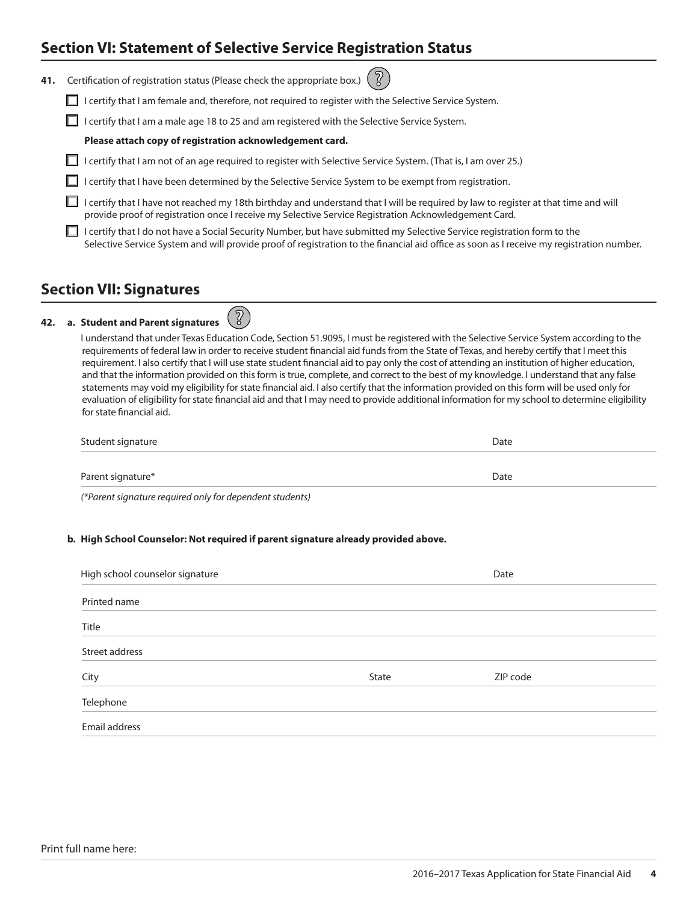## Section VI: Statement of Selective Service Registration Status

**41.** Certification of registration status (Please check the appropriate box.)

- ☐ I certify that I am female and, therefore, not required to register with the Selective Service System.
- ☐ I certify that I am a male age 18 to 25 and am registered with the Selective Service System.

  **Please attach copy of registration acknowledgement card.**
- ☐ I certify that I am not of an age required to register with Selective Service System. (That is, I am over 25.)
- ☐ I certify that I have been determined by the Selective Service System to be exempt from registration.
- ☐ I certify that I have not reached my 18th birthday and understand that I will be required by law to register at that time and will provide proof of registration once I receive my Selective Service Registration Acknowledgement Card.
- ☐ I certify that I do not have a Social Security Number, but have submitted my Selective Service registration form to the Selective Service System and will provide proof of registration to the financial aid office as soon as I receive my registration number.

## Section VII: Signatures

**42. a. Student and Parent signatures**

I understand that under Texas Education Code, Section 51.9095, I must be registered with the Selective Service System according to the requirements of federal law in order to receive student financial aid funds from the State of Texas, and hereby certify that I meet this requirement. I also certify that I will use state student financial aid to pay only the cost of attending an institution of higher education, and that the information provided on this form is true, complete, and correct to the best of my knowledge. I understand that any false statements may void my eligibility for state financial aid. I also certify that the information provided on this form will be used only for evaluation of eligibility for state financial aid and that I may need to provide additional information for my school to determine eligibility for state financial aid.

Student signature _______________________ Date ___________

Parent signature* _______________________ Date ___________

*(\*Parent signature required only for dependent students)*

**b. High School Counselor: Not required if parent signature already provided above.**

High school counselor signature _______________________ Date ___________

Printed name _______________________

Title _______________________

Street address _______________________

City _______________ State ___________ ZIP code ___________

Telephone _______________________

Email address _______________________

Print full name here: _______________________